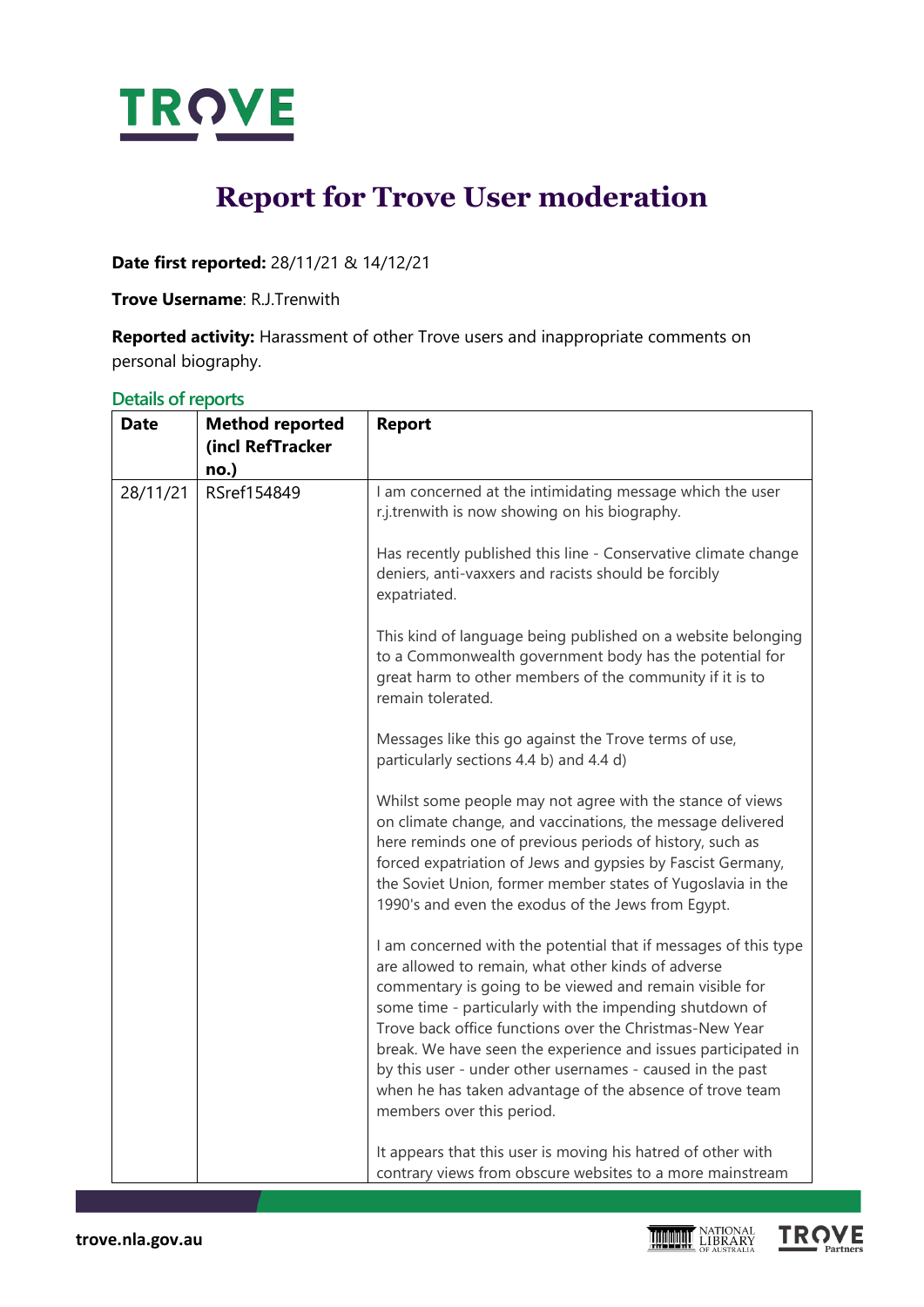# Report for Trove User moderation

**Date first reported:** 28/11/21 & 14/12/21

**Trove Username**: R.J.Trenwith

**Reported activity:** Harassment of other Trove users and inappropriate comments on personal biography.

## Details of reports

| Date | Method reported (incl RefTracker no.) | Report |
|---|---|---|
| 28/11/21 | RSref154849 | I am concerned at the intimidating message which the user r.j.trenwith is now showing on his biography.<br><br>Has recently published this line - Conservative climate change deniers, anti-vaxxers and racists should be forcibly expatriated.<br><br>This kind of language being published on a website belonging to a Commonwealth government body has the potential for great harm to other members of the community if it is to remain tolerated.<br><br>Messages like this go against the Trove terms of use, particularly sections 4.4 b) and 4.4 d)<br><br>Whilst some people may not agree with the stance of views on climate change, and vaccinations, the message delivered here reminds one of previous periods of history, such as forced expatriation of Jews and gypsies by Fascist Germany, the Soviet Union, former member states of Yugoslavia in the 1990's and even the exodus of the Jews from Egypt.<br><br>I am concerned with the potential that if messages of this type are allowed to remain, what other kinds of adverse commentary is going to be viewed and remain visible for some time - particularly with the impending shutdown of Trove back office functions over the Christmas-New Year break. We have seen the experience and issues participated in by this user - under other usernames - caused in the past when he has taken advantage of the absence of trove team members over this period.<br><br>It appears that this user is moving his hatred of other with contrary views from obscure websites to a more mainstream |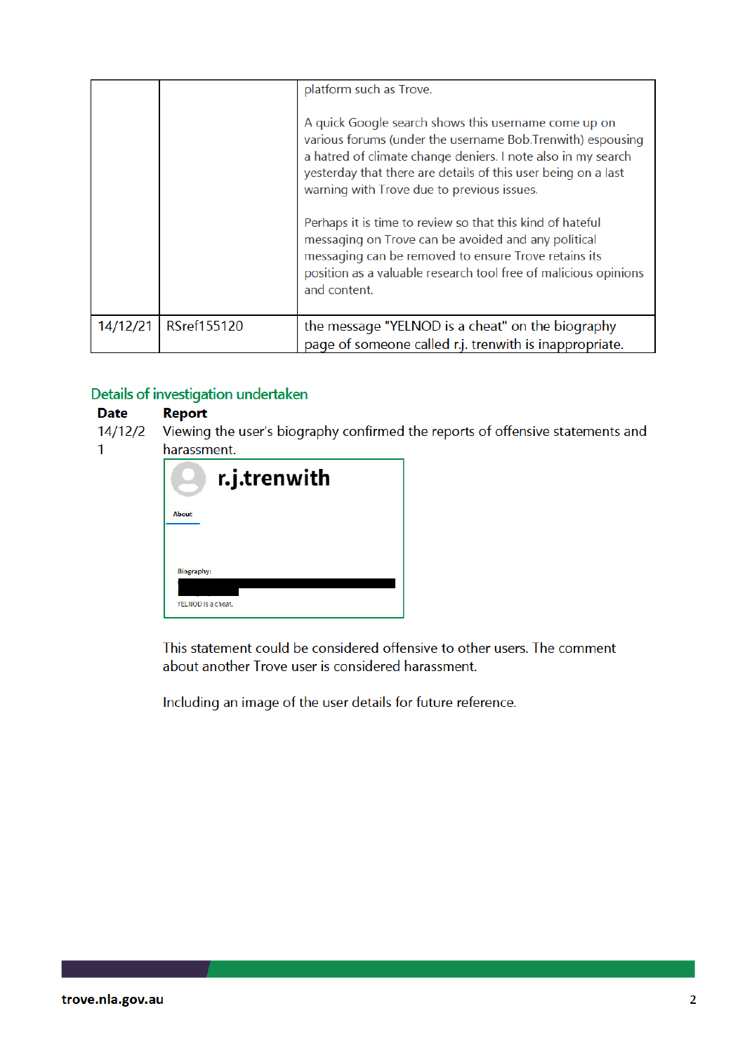| | | |
|---|---|---|
| | | platform such as Trove.<br><br>A quick Google search shows this username come up on various forums (under the username Bob.Trenwith) espousing a hatred of climate change deniers. I note also in my search yesterday that there are details of this user being on a last warning with Trove due to previous issues.<br><br>Perhaps it is time to review so that this kind of hateful messaging on Trove can be avoided and any political messaging can be removed to ensure Trove retains its position as a valuable research tool free of malicious opinions and content. |
| 14/12/21 | RSref155120 | the message "YELNOD is a cheat" on the biography page of someone called r.j. trenwith is inappropriate. |

## Details of investigation undertaken

| Date | Report |
|---|---|
| 14/12/21 | Viewing the user's biography confirmed the reports of offensive statements and harassment.<br><br>r.j.trenwith<br>About<br>Biography:<br>YELNOD is a cheat.<br><br>This statement could be considered offensive to other users. The comment about another Trove user is considered harassment.<br><br>Including an image of the user details for future reference. |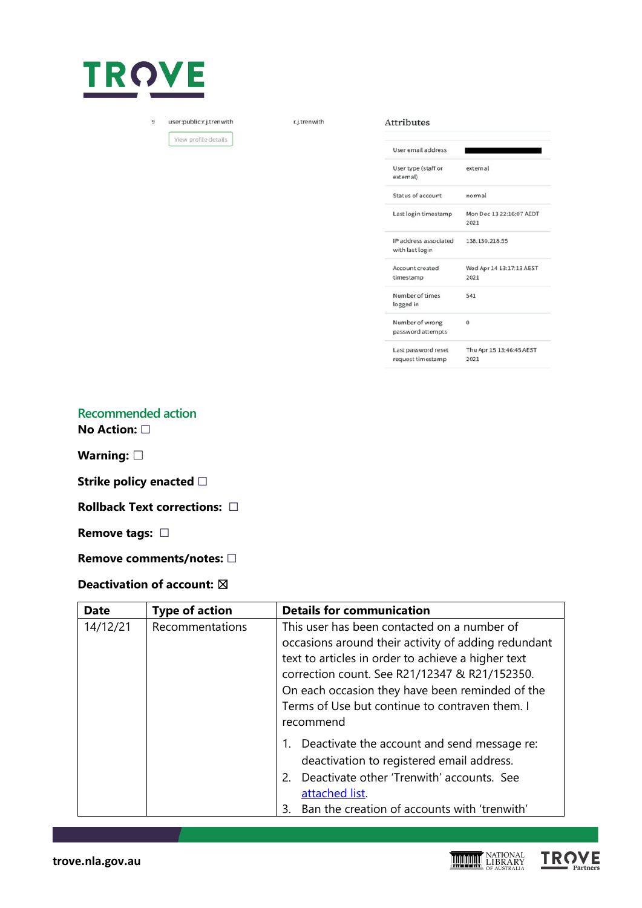9 user:public:r.j.trenwith r.j.trenwith

View profile details

**Attributes**

| | |
|---|---|
| User email address | |
| User type (staff or external) | external |
| Status of account | normal |
| Last login timestamp | Mon Dec 13 22:16:07 AEDT 2021 |
| IP address associated with last login | 138.130.218.55 |
| Account created timestamp | Wed Apr 14 13:17:13 AEST 2021 |
| Number of times logged in | 541 |
| Number of wrong password attempts | 0 |
| Last password reset request timestamp | Thu Apr 15 13:46:45 AEST 2021 |

## Recommended action

**No Action:** ☐

**Warning:** ☐

**Strike policy enacted** ☐

**Rollback Text corrections:** ☐

**Remove tags:** ☐

**Remove comments/notes:** ☐

**Deactivation of account:** ☒

| Date | Type of action | Details for communication |
|---|---|---|
| 14/12/21 | Recommentations | This user has been contacted on a number of occasions around their activity of adding redundant text to articles in order to achieve a higher text correction count. See R21/12347 & R21/152350. On each occasion they have been reminded of the Terms of Use but continue to contraven them. I recommend<br><br>1. Deactivate the account and send message re: deactivation to registered email address.<br>2. Deactivate other 'Trenwith' accounts. See attached list.<br>3. Ban the creation of accounts with 'trenwith' |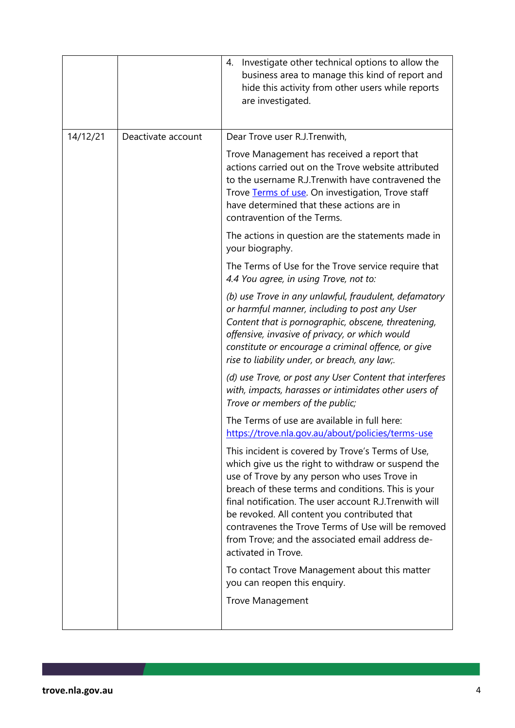| | | 4. Investigate other technical options to allow the business area to manage this kind of report and hide this activity from other users while reports are investigated. |
|---|---|---|
| 14/12/21 | Deactivate account | Dear Trove user R.J.Trenwith,<br><br>Trove Management has received a report that actions carried out on the Trove website attributed to the username R.J.Trenwith have contravened the Trove [Terms of use](https://trove.nla.gov.au/about/policies/terms-use). On investigation, Trove staff have determined that these actions are in contravention of the Terms.<br><br>The actions in question are the statements made in your biography.<br><br>The Terms of Use for the Trove service require that *4.4 You agree, in using Trove, not to:*<br><br>*(b) use Trove in any unlawful, fraudulent, defamatory or harmful manner, including to post any User Content that is pornographic, obscene, threatening, offensive, invasive of privacy, or which would constitute or encourage a criminal offence, or give rise to liability under, or breach, any law;.*<br><br>*(d) use Trove, or post any User Content that interferes with, impacts, harasses or intimidates other users of Trove or members of the public;*<br><br>The Terms of use are available in full here: https://trove.nla.gov.au/about/policies/terms-use<br><br>This incident is covered by Trove's Terms of Use, which give us the right to withdraw or suspend the use of Trove by any person who uses Trove in breach of these terms and conditions. This is your final notification. The user account R.J.Trenwith will be revoked. All content you contributed that contravenes the Trove Terms of Use will be removed from Trove; and the associated email address de-activated in Trove.<br><br>To contact Trove Management about this matter you can reopen this enquiry.<br><br>Trove Management |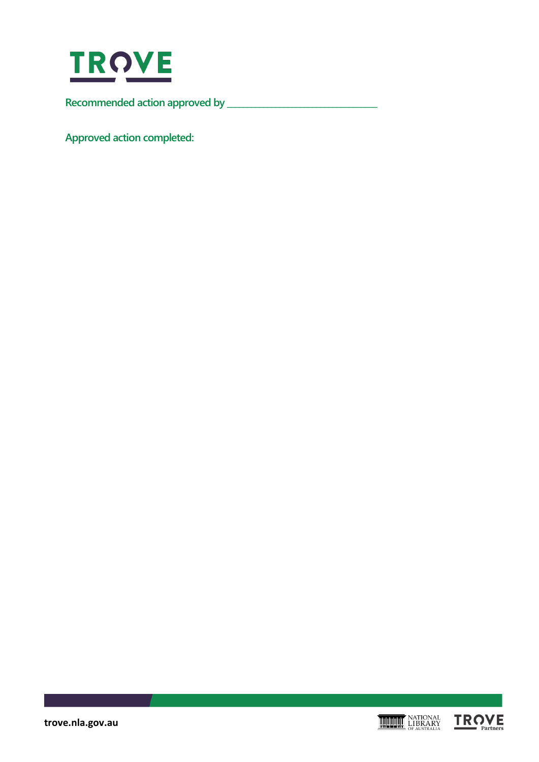Recommended action approved by ______________________________

Approved action completed: